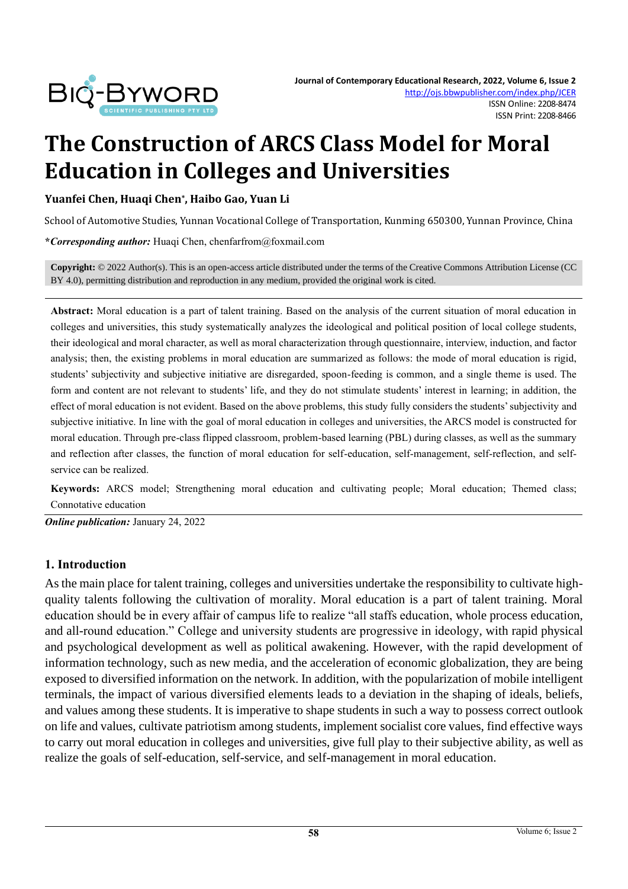# The Construction of ARCS Class Model for Moral Education in Colleges and Universities

**Yuanfei Chen, Huaqi Chen*, Haibo Gao, Yuan Li**

School of Automotive Studies, Yunnan Vocational College of Transportation, Kunming 650300, Yunnan Province, China

***Corresponding author:*** Huaqi Chen, chenfarfrom@foxmail.com

**Copyright:** © 2022 Author(s). This is an open-access article distributed under the terms of the Creative Commons Attribution License (CC BY 4.0), permitting distribution and reproduction in any medium, provided the original work is cited.

**Abstract:** Moral education is a part of talent training. Based on the analysis of the current situation of moral education in colleges and universities, this study systematically analyzes the ideological and political position of local college students, their ideological and moral character, as well as moral characterization through questionnaire, interview, induction, and factor analysis; then, the existing problems in moral education are summarized as follows: the mode of moral education is rigid, students' subjectivity and subjective initiative are disregarded, spoon-feeding is common, and a single theme is used. The form and content are not relevant to students' life, and they do not stimulate students' interest in learning; in addition, the effect of moral education is not evident. Based on the above problems, this study fully considers the students' subjectivity and subjective initiative. In line with the goal of moral education in colleges and universities, the ARCS model is constructed for moral education. Through pre-class flipped classroom, problem-based learning (PBL) during classes, as well as the summary and reflection after classes, the function of moral education for self-education, self-management, self-reflection, and self-service can be realized.

**Keywords:** ARCS model; Strengthening moral education and cultivating people; Moral education; Themed class; Connotative education

***Online publication:*** January 24, 2022

## 1. Introduction

As the main place for talent training, colleges and universities undertake the responsibility to cultivate high-quality talents following the cultivation of morality. Moral education is a part of talent training. Moral education should be in every affair of campus life to realize "all staffs education, whole process education, and all-round education." College and university students are progressive in ideology, with rapid physical and psychological development as well as political awakening. However, with the rapid development of information technology, such as new media, and the acceleration of economic globalization, they are being exposed to diversified information on the network. In addition, with the popularization of mobile intelligent terminals, the impact of various diversified elements leads to a deviation in the shaping of ideals, beliefs, and values among these students. It is imperative to shape students in such a way to possess correct outlook on life and values, cultivate patriotism among students, implement socialist core values, find effective ways to carry out moral education in colleges and universities, give full play to their subjective ability, as well as realize the goals of self-education, self-service, and self-management in moral education.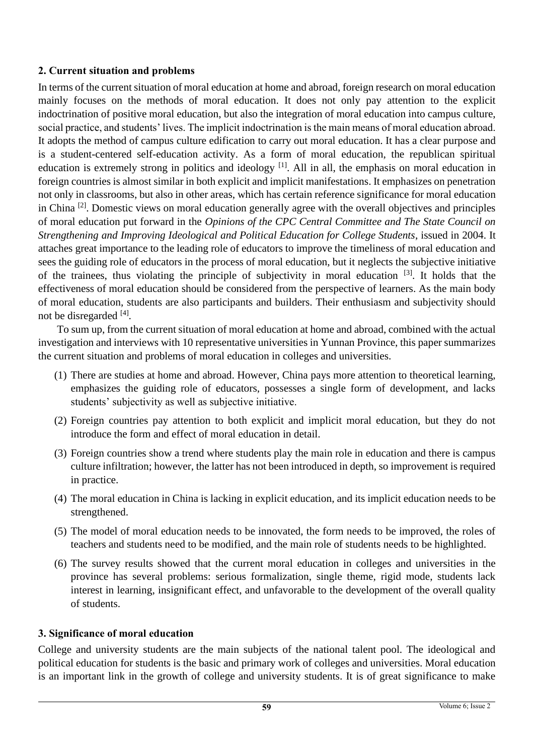## 2. Current situation and problems

In terms of the current situation of moral education at home and abroad, foreign research on moral education mainly focuses on the methods of moral education. It does not only pay attention to the explicit indoctrination of positive moral education, but also the integration of moral education into campus culture, social practice, and students' lives. The implicit indoctrination is the main means of moral education abroad. It adopts the method of campus culture edification to carry out moral education. It has a clear purpose and is a student-centered self-education activity. As a form of moral education, the republican spiritual education is extremely strong in politics and ideology [1]. All in all, the emphasis on moral education in foreign countries is almost similar in both explicit and implicit manifestations. It emphasizes on penetration not only in classrooms, but also in other areas, which has certain reference significance for moral education in China [2]. Domestic views on moral education generally agree with the overall objectives and principles of moral education put forward in the *Opinions of the CPC Central Committee and The State Council on Strengthening and Improving Ideological and Political Education for College Students*, issued in 2004. It attaches great importance to the leading role of educators to improve the timeliness of moral education and sees the guiding role of educators in the process of moral education, but it neglects the subjective initiative of the trainees, thus violating the principle of subjectivity in moral education [3]. It holds that the effectiveness of moral education should be considered from the perspective of learners. As the main body of moral education, students are also participants and builders. Their enthusiasm and subjectivity should not be disregarded [4].

To sum up, from the current situation of moral education at home and abroad, combined with the actual investigation and interviews with 10 representative universities in Yunnan Province, this paper summarizes the current situation and problems of moral education in colleges and universities.

(1) There are studies at home and abroad. However, China pays more attention to theoretical learning, emphasizes the guiding role of educators, possesses a single form of development, and lacks students' subjectivity as well as subjective initiative.

(2) Foreign countries pay attention to both explicit and implicit moral education, but they do not introduce the form and effect of moral education in detail.

(3) Foreign countries show a trend where students play the main role in education and there is campus culture infiltration; however, the latter has not been introduced in depth, so improvement is required in practice.

(4) The moral education in China is lacking in explicit education, and its implicit education needs to be strengthened.

(5) The model of moral education needs to be innovated, the form needs to be improved, the roles of teachers and students need to be modified, and the main role of students needs to be highlighted.

(6) The survey results showed that the current moral education in colleges and universities in the province has several problems: serious formalization, single theme, rigid mode, students lack interest in learning, insignificant effect, and unfavorable to the development of the overall quality of students.

## 3. Significance of moral education

College and university students are the main subjects of the national talent pool. The ideological and political education for students is the basic and primary work of colleges and universities. Moral education is an important link in the growth of college and university students. It is of great significance to make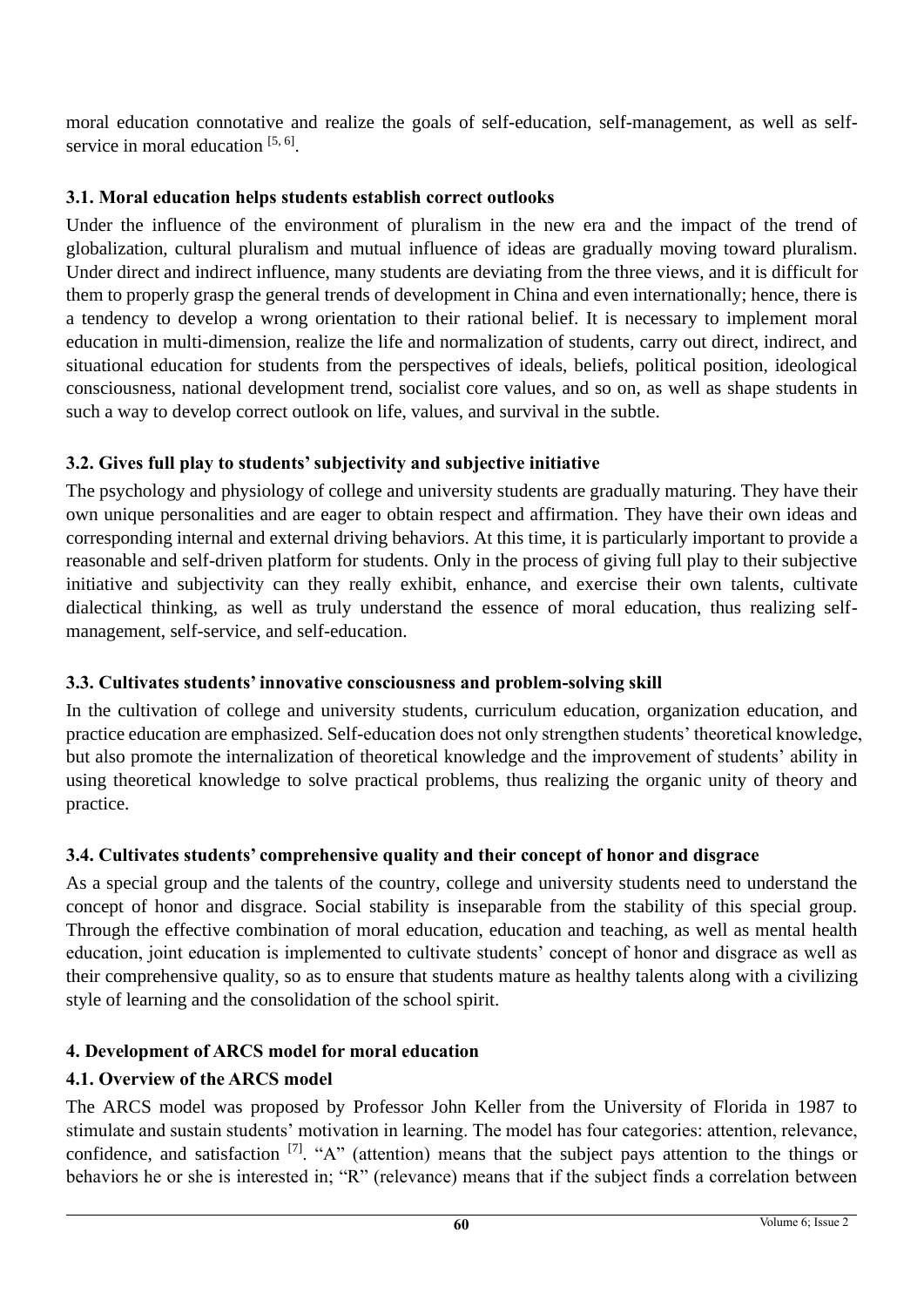moral education connotative and realize the goals of self-education, self-management, as well as self-service in moral education [5, 6].

### 3.1. Moral education helps students establish correct outlooks

Under the influence of the environment of pluralism in the new era and the impact of the trend of globalization, cultural pluralism and mutual influence of ideas are gradually moving toward pluralism. Under direct and indirect influence, many students are deviating from the three views, and it is difficult for them to properly grasp the general trends of development in China and even internationally; hence, there is a tendency to develop a wrong orientation to their rational belief. It is necessary to implement moral education in multi-dimension, realize the life and normalization of students, carry out direct, indirect, and situational education for students from the perspectives of ideals, beliefs, political position, ideological consciousness, national development trend, socialist core values, and so on, as well as shape students in such a way to develop correct outlook on life, values, and survival in the subtle.

### 3.2. Gives full play to students' subjectivity and subjective initiative

The psychology and physiology of college and university students are gradually maturing. They have their own unique personalities and are eager to obtain respect and affirmation. They have their own ideas and corresponding internal and external driving behaviors. At this time, it is particularly important to provide a reasonable and self-driven platform for students. Only in the process of giving full play to their subjective initiative and subjectivity can they really exhibit, enhance, and exercise their own talents, cultivate dialectical thinking, as well as truly understand the essence of moral education, thus realizing self-management, self-service, and self-education.

### 3.3. Cultivates students' innovative consciousness and problem-solving skill

In the cultivation of college and university students, curriculum education, organization education, and practice education are emphasized. Self-education does not only strengthen students' theoretical knowledge, but also promote the internalization of theoretical knowledge and the improvement of students' ability in using theoretical knowledge to solve practical problems, thus realizing the organic unity of theory and practice.

### 3.4. Cultivates students' comprehensive quality and their concept of honor and disgrace

As a special group and the talents of the country, college and university students need to understand the concept of honor and disgrace. Social stability is inseparable from the stability of this special group. Through the effective combination of moral education, education and teaching, as well as mental health education, joint education is implemented to cultivate students' concept of honor and disgrace as well as their comprehensive quality, so as to ensure that students mature as healthy talents along with a civilizing style of learning and the consolidation of the school spirit.

## 4. Development of ARCS model for moral education

### 4.1. Overview of the ARCS model

The ARCS model was proposed by Professor John Keller from the University of Florida in 1987 to stimulate and sustain students' motivation in learning. The model has four categories: attention, relevance, confidence, and satisfaction [7]. "A" (attention) means that the subject pays attention to the things or behaviors he or she is interested in; "R" (relevance) means that if the subject finds a correlation between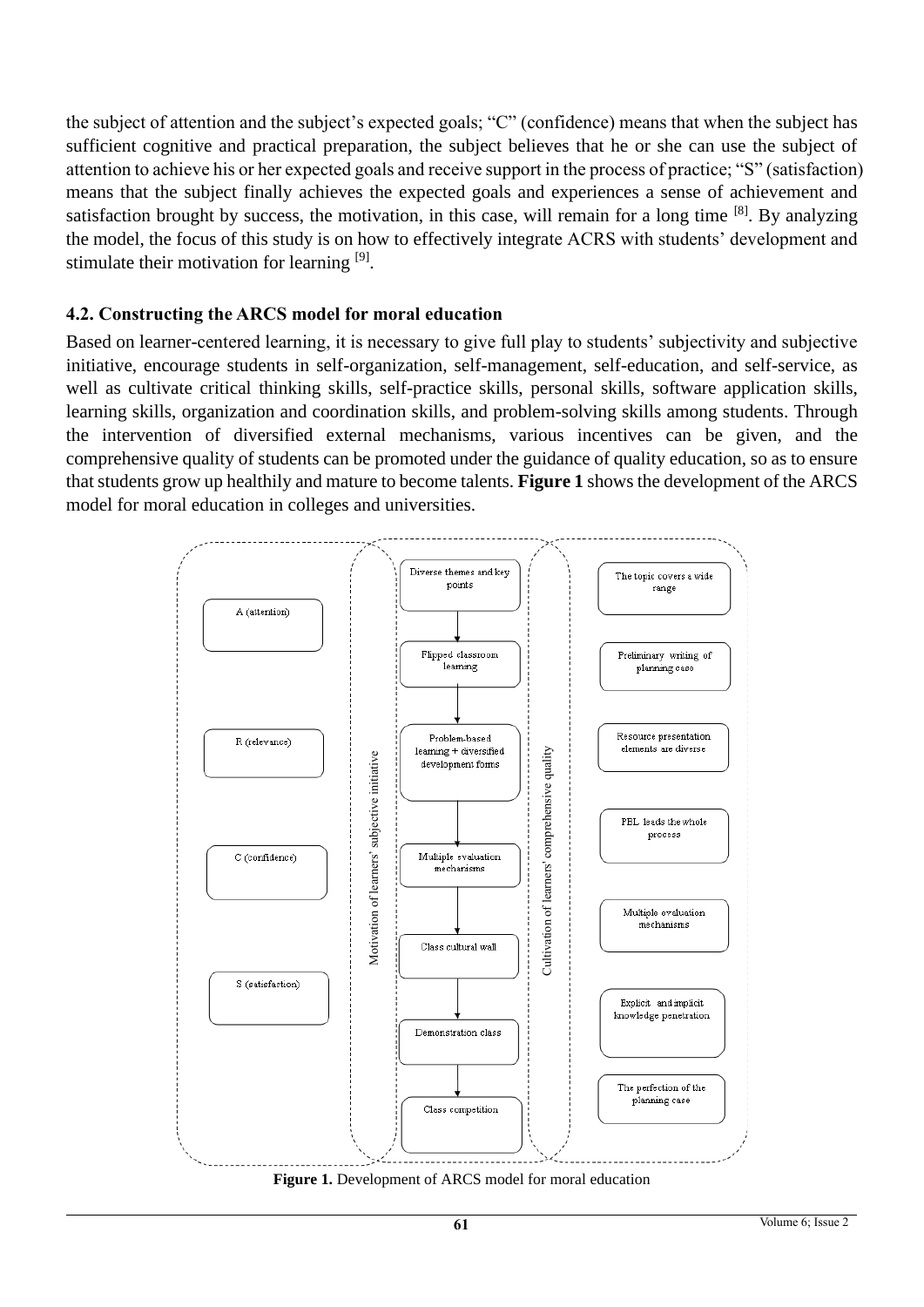the subject of attention and the subject's expected goals; "C" (confidence) means that when the subject has sufficient cognitive and practical preparation, the subject believes that he or she can use the subject of attention to achieve his or her expected goals and receive support in the process of practice; "S" (satisfaction) means that the subject finally achieves the expected goals and experiences a sense of achievement and satisfaction brought by success, the motivation, in this case, will remain for a long time [8]. By analyzing the model, the focus of this study is on how to effectively integrate ACRS with students' development and stimulate their motivation for learning [9].

### 4.2. Constructing the ARCS model for moral education

Based on learner-centered learning, it is necessary to give full play to students' subjectivity and subjective initiative, encourage students in self-organization, self-management, self-education, and self-service, as well as cultivate critical thinking skills, self-practice skills, personal skills, software application skills, learning skills, organization and coordination skills, and problem-solving skills among students. Through the intervention of diversified external mechanisms, various incentives can be given, and the comprehensive quality of students can be promoted under the guidance of quality education, so as to ensure that students grow up healthily and mature to become talents. **Figure 1** shows the development of the ARCS model for moral education in colleges and universities.

**Figure 1.** Development of ARCS model for moral education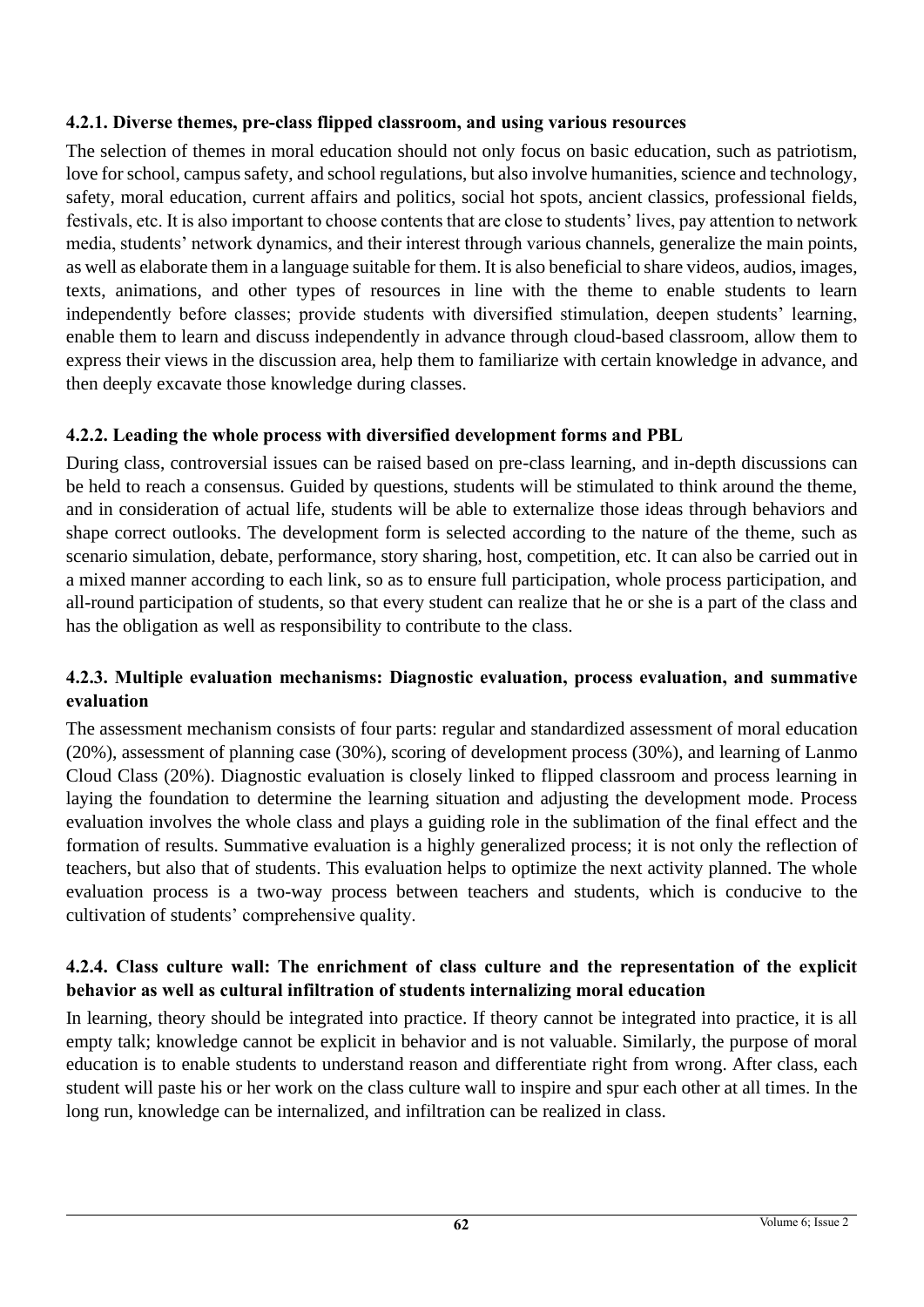#### 4.2.1. Diverse themes, pre-class flipped classroom, and using various resources

The selection of themes in moral education should not only focus on basic education, such as patriotism, love for school, campus safety, and school regulations, but also involve humanities, science and technology, safety, moral education, current affairs and politics, social hot spots, ancient classics, professional fields, festivals, etc. It is also important to choose contents that are close to students' lives, pay attention to network media, students' network dynamics, and their interest through various channels, generalize the main points, as well as elaborate them in a language suitable for them. It is also beneficial to share videos, audios, images, texts, animations, and other types of resources in line with the theme to enable students to learn independently before classes; provide students with diversified stimulation, deepen students' learning, enable them to learn and discuss independently in advance through cloud-based classroom, allow them to express their views in the discussion area, help them to familiarize with certain knowledge in advance, and then deeply excavate those knowledge during classes.

#### 4.2.2. Leading the whole process with diversified development forms and PBL

During class, controversial issues can be raised based on pre-class learning, and in-depth discussions can be held to reach a consensus. Guided by questions, students will be stimulated to think around the theme, and in consideration of actual life, students will be able to externalize those ideas through behaviors and shape correct outlooks. The development form is selected according to the nature of the theme, such as scenario simulation, debate, performance, story sharing, host, competition, etc. It can also be carried out in a mixed manner according to each link, so as to ensure full participation, whole process participation, and all-round participation of students, so that every student can realize that he or she is a part of the class and has the obligation as well as responsibility to contribute to the class.

#### 4.2.3. Multiple evaluation mechanisms: Diagnostic evaluation, process evaluation, and summative evaluation

The assessment mechanism consists of four parts: regular and standardized assessment of moral education (20%), assessment of planning case (30%), scoring of development process (30%), and learning of Lanmo Cloud Class (20%). Diagnostic evaluation is closely linked to flipped classroom and process learning in laying the foundation to determine the learning situation and adjusting the development mode. Process evaluation involves the whole class and plays a guiding role in the sublimation of the final effect and the formation of results. Summative evaluation is a highly generalized process; it is not only the reflection of teachers, but also that of students. This evaluation helps to optimize the next activity planned. The whole evaluation process is a two-way process between teachers and students, which is conducive to the cultivation of students' comprehensive quality.

#### 4.2.4. Class culture wall: The enrichment of class culture and the representation of the explicit behavior as well as cultural infiltration of students internalizing moral education

In learning, theory should be integrated into practice. If theory cannot be integrated into practice, it is all empty talk; knowledge cannot be explicit in behavior and is not valuable. Similarly, the purpose of moral education is to enable students to understand reason and differentiate right from wrong. After class, each student will paste his or her work on the class culture wall to inspire and spur each other at all times. In the long run, knowledge can be internalized, and infiltration can be realized in class.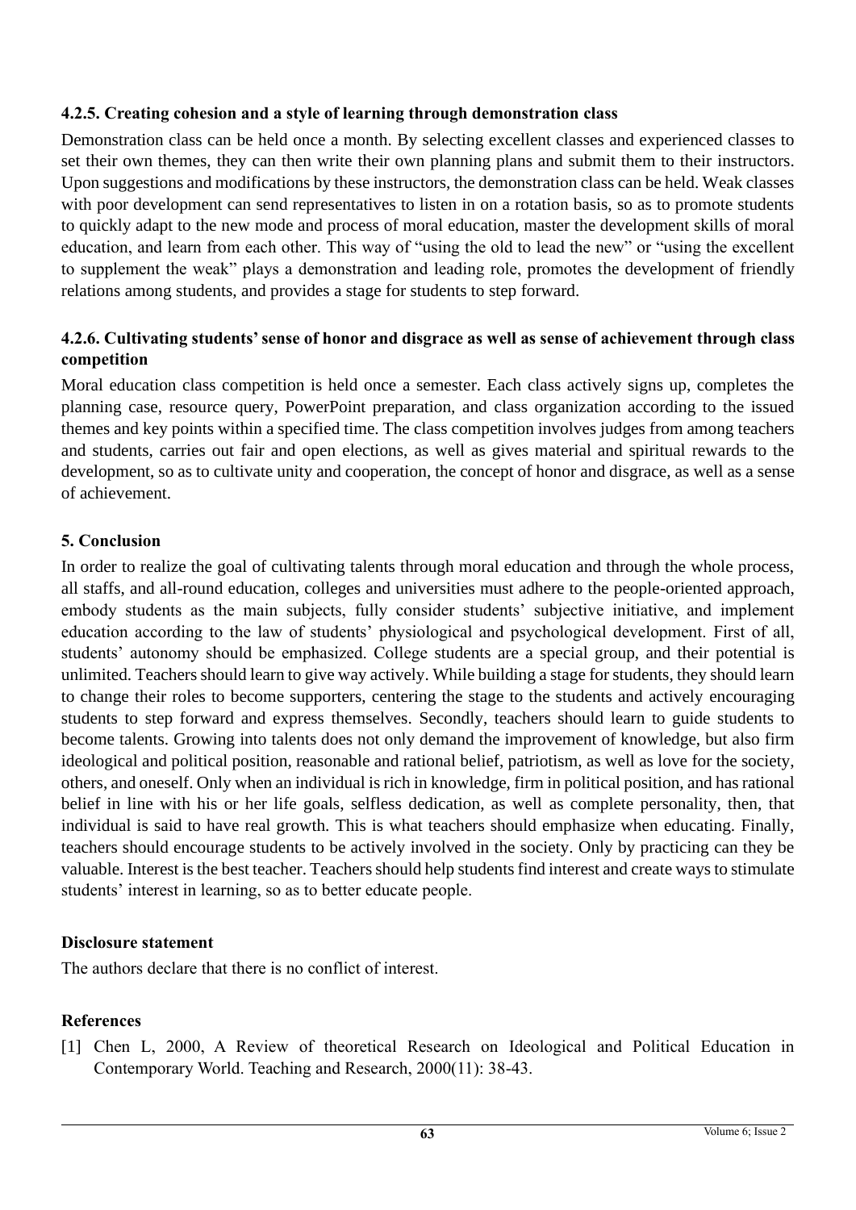#### 4.2.5. Creating cohesion and a style of learning through demonstration class

Demonstration class can be held once a month. By selecting excellent classes and experienced classes to set their own themes, they can then write their own planning plans and submit them to their instructors. Upon suggestions and modifications by these instructors, the demonstration class can be held. Weak classes with poor development can send representatives to listen in on a rotation basis, so as to promote students to quickly adapt to the new mode and process of moral education, master the development skills of moral education, and learn from each other. This way of "using the old to lead the new" or "using the excellent to supplement the weak" plays a demonstration and leading role, promotes the development of friendly relations among students, and provides a stage for students to step forward.

#### 4.2.6. Cultivating students' sense of honor and disgrace as well as sense of achievement through class competition

Moral education class competition is held once a semester. Each class actively signs up, completes the planning case, resource query, PowerPoint preparation, and class organization according to the issued themes and key points within a specified time. The class competition involves judges from among teachers and students, carries out fair and open elections, as well as gives material and spiritual rewards to the development, so as to cultivate unity and cooperation, the concept of honor and disgrace, as well as a sense of achievement.

## 5. Conclusion

In order to realize the goal of cultivating talents through moral education and through the whole process, all staffs, and all-round education, colleges and universities must adhere to the people-oriented approach, embody students as the main subjects, fully consider students' subjective initiative, and implement education according to the law of students' physiological and psychological development. First of all, students' autonomy should be emphasized. College students are a special group, and their potential is unlimited. Teachers should learn to give way actively. While building a stage for students, they should learn to change their roles to become supporters, centering the stage to the students and actively encouraging students to step forward and express themselves. Secondly, teachers should learn to guide students to become talents. Growing into talents does not only demand the improvement of knowledge, but also firm ideological and political position, reasonable and rational belief, patriotism, as well as love for the society, others, and oneself. Only when an individual is rich in knowledge, firm in political position, and has rational belief in line with his or her life goals, selfless dedication, as well as complete personality, then, that individual is said to have real growth. This is what teachers should emphasize when educating. Finally, teachers should encourage students to be actively involved in the society. Only by practicing can they be valuable. Interest is the best teacher. Teachers should help students find interest and create ways to stimulate students' interest in learning, so as to better educate people.

## Disclosure statement

The authors declare that there is no conflict of interest.

## References

[1] Chen L, 2000, A Review of theoretical Research on Ideological and Political Education in Contemporary World. Teaching and Research, 2000(11): 38-43.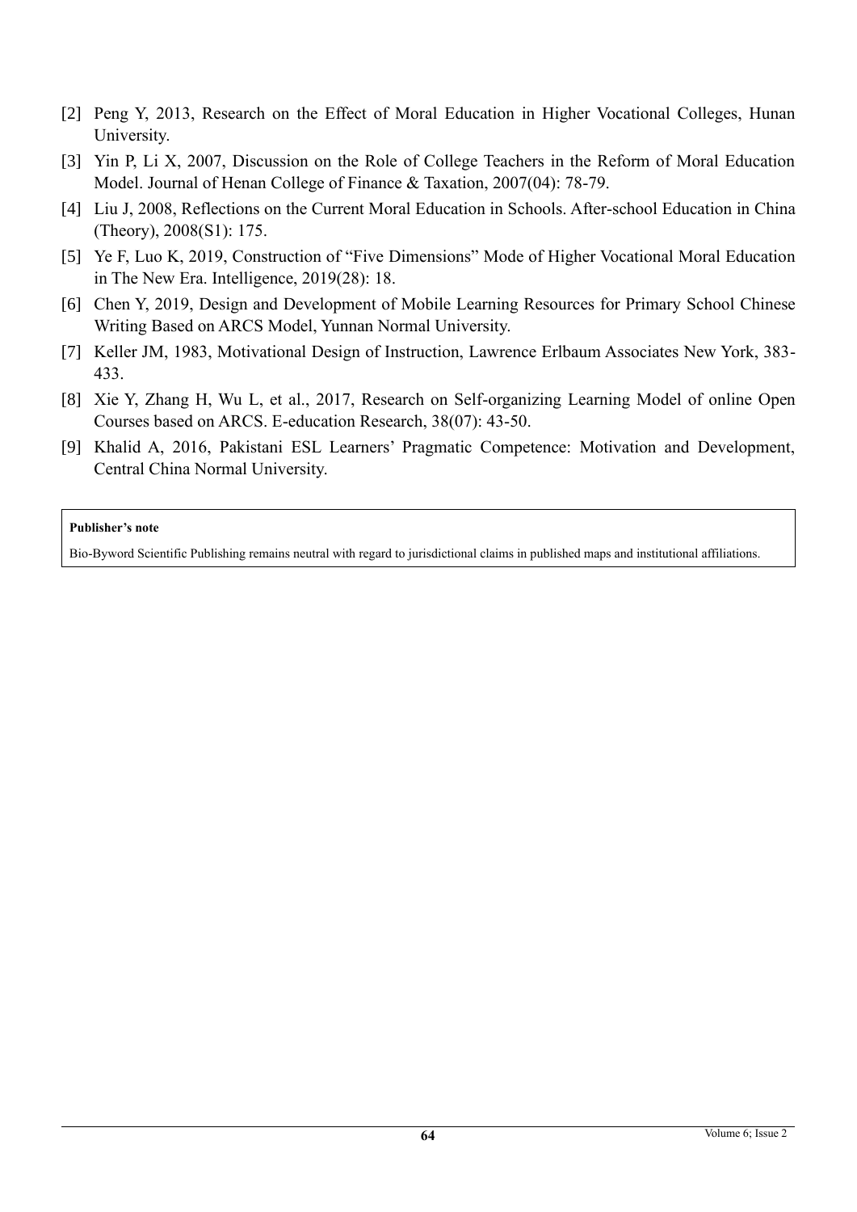[2] Peng Y, 2013, Research on the Effect of Moral Education in Higher Vocational Colleges, Hunan University.

[3] Yin P, Li X, 2007, Discussion on the Role of College Teachers in the Reform of Moral Education Model. Journal of Henan College of Finance & Taxation, 2007(04): 78-79.

[4] Liu J, 2008, Reflections on the Current Moral Education in Schools. After-school Education in China (Theory), 2008(S1): 175.

[5] Ye F, Luo K, 2019, Construction of "Five Dimensions" Mode of Higher Vocational Moral Education in The New Era. Intelligence, 2019(28): 18.

[6] Chen Y, 2019, Design and Development of Mobile Learning Resources for Primary School Chinese Writing Based on ARCS Model, Yunnan Normal University.

[7] Keller JM, 1983, Motivational Design of Instruction, Lawrence Erlbaum Associates New York, 383-433.

[8] Xie Y, Zhang H, Wu L, et al., 2017, Research on Self-organizing Learning Model of online Open Courses based on ARCS. E-education Research, 38(07): 43-50.

[9] Khalid A, 2016, Pakistani ESL Learners' Pragmatic Competence: Motivation and Development, Central China Normal University.

**Publisher's note**

Bio-Byword Scientific Publishing remains neutral with regard to jurisdictional claims in published maps and institutional affiliations.